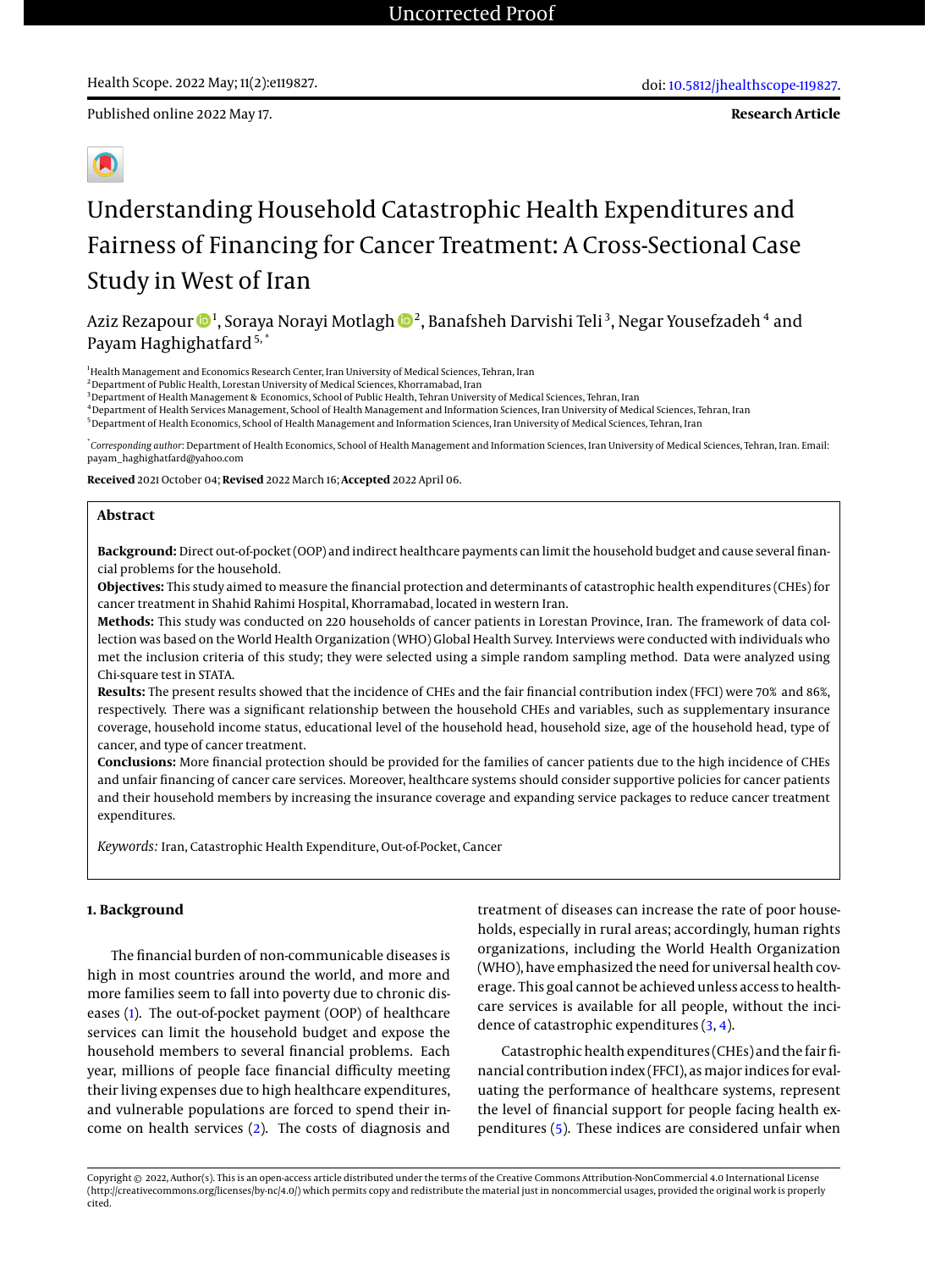Uncorrected Proof

Health Scope. 2022 May; 11(2):e119827.

doi: 10.5812/jhealthscope-119827.

Published online 2022 May 17.

**Research Article**

# Understanding Household Catastrophic Health Expenditures and Fairness of Financing for Cancer Treatment: A Cross-Sectional Case Study in West of Iran

Aziz Rezapour [1], Soraya Norayi Motlagh [2], Banafsheh Darvishi Teli [3], Negar Yousefzadeh [4] and Payam Haghighatfard [5,*]

[1] Health Management and Economics Research Center, Iran University of Medical Sciences, Tehran, Iran
[2] Department of Public Health, Lorestan University of Medical Sciences, Khorramabad, Iran
[3] Department of Health Management & Economics, School of Public Health, Tehran University of Medical Sciences, Tehran, Iran
[4] Department of Health Services Management, School of Health Management and Information Sciences, Iran University of Medical Sciences, Tehran, Iran
[5] Department of Health Economics, School of Health Management and Information Sciences, Iran University of Medical Sciences, Tehran, Iran

[*] *Corresponding author*: Department of Health Economics, School of Health Management and Information Sciences, Iran University of Medical Sciences, Tehran, Iran. Email: payam_haghighatfard@yahoo.com

**Received** 2021 October 04; **Revised** 2022 March 16; **Accepted** 2022 April 06.

## Abstract

**Background:** Direct out-of-pocket (OOP) and indirect healthcare payments can limit the household budget and cause several financial problems for the household.
**Objectives:** This study aimed to measure the financial protection and determinants of catastrophic health expenditures (CHEs) for cancer treatment in Shahid Rahimi Hospital, Khorramabad, located in western Iran.
**Methods:** This study was conducted on 220 households of cancer patients in Lorestan Province, Iran. The framework of data collection was based on the World Health Organization (WHO) Global Health Survey. Interviews were conducted with individuals who met the inclusion criteria of this study; they were selected using a simple random sampling method. Data were analyzed using Chi-square test in STATA.
**Results:** The present results showed that the incidence of CHEs and the fair financial contribution index (FFCI) were 70% and 86%, respectively. There was a significant relationship between the household CHEs and variables, such as supplementary insurance coverage, household income status, educational level of the household head, household size, age of the household head, type of cancer, and type of cancer treatment.
**Conclusions:** More financial protection should be provided for the families of cancer patients due to the high incidence of CHEs and unfair financing of cancer care services. Moreover, healthcare systems should consider supportive policies for cancer patients and their household members by increasing the insurance coverage and expanding service packages to reduce cancer treatment expenditures.

*Keywords:* Iran, Catastrophic Health Expenditure, Out-of-Pocket, Cancer

## 1. Background

The financial burden of non-communicable diseases is high in most countries around the world, and more and more families seem to fall into poverty due to chronic diseases (1). The out-of-pocket payment (OOP) of healthcare services can limit the household budget and expose the household members to several financial problems. Each year, millions of people face financial difficulty meeting their living expenses due to high healthcare expenditures, and vulnerable populations are forced to spend their income on health services (2). The costs of diagnosis and treatment of diseases can increase the rate of poor households, especially in rural areas; accordingly, human rights organizations, including the World Health Organization (WHO), have emphasized the need for universal health coverage. This goal cannot be achieved unless access to healthcare services is available for all people, without the incidence of catastrophic expenditures (3, 4).

Catastrophic health expenditures (CHEs) and the fair financial contribution index (FFCI), as major indices for evaluating the performance of healthcare systems, represent the level of financial support for people facing health expenditures (5). These indices are considered unfair when

Copyright © 2022, Author(s). This is an open-access article distributed under the terms of the Creative Commons Attribution-NonCommercial 4.0 International License (http://creativecommons.org/licenses/by-nc/4.0/) which permits copy and redistribute the material just in noncommercial usages, provided the original work is properly cited.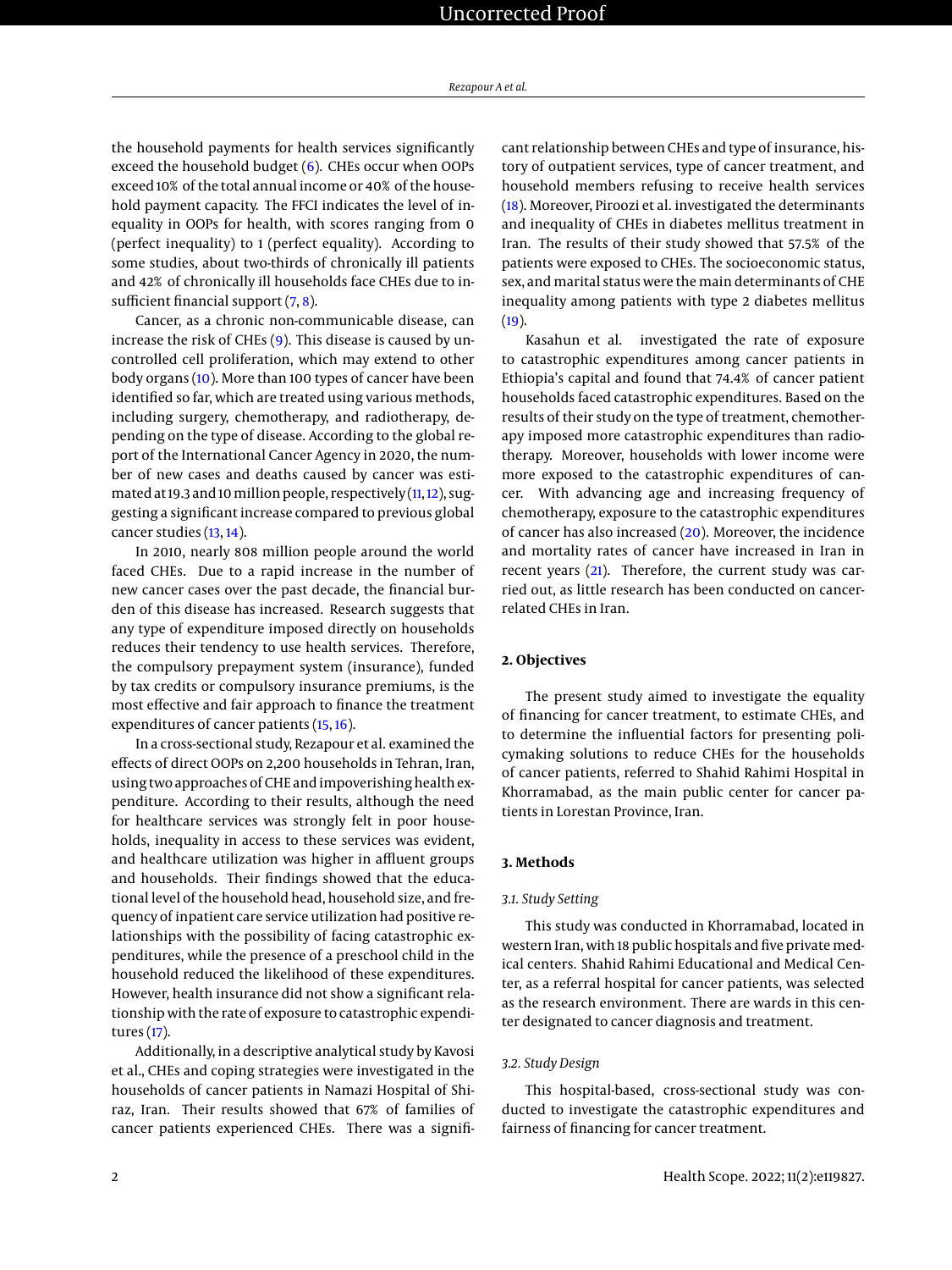the household payments for health services significantly exceed the household budget (6). CHEs occur when OOPs exceed 10% of the total annual income or 40% of the household payment capacity. The FFCI indicates the level of inequality in OOPs for health, with scores ranging from 0 (perfect inequality) to 1 (perfect equality). According to some studies, about two-thirds of chronically ill patients and 42% of chronically ill households face CHEs due to insufficient financial support (7, 8).

Cancer, as a chronic non-communicable disease, can increase the risk of CHEs (9). This disease is caused by uncontrolled cell proliferation, which may extend to other body organs (10). More than 100 types of cancer have been identified so far, which are treated using various methods, including surgery, chemotherapy, and radiotherapy, depending on the type of disease. According to the global report of the International Cancer Agency in 2020, the number of new cases and deaths caused by cancer was estimated at 19.3 and 10 million people, respectively (11, 12), suggesting a significant increase compared to previous global cancer studies (13, 14).

In 2010, nearly 808 million people around the world faced CHEs. Due to a rapid increase in the number of new cancer cases over the past decade, the financial burden of this disease has increased. Research suggests that any type of expenditure imposed directly on households reduces their tendency to use health services. Therefore, the compulsory prepayment system (insurance), funded by tax credits or compulsory insurance premiums, is the most effective and fair approach to finance the treatment expenditures of cancer patients (15, 16).

In a cross-sectional study, Rezapour et al. examined the effects of direct OOPs on 2,200 households in Tehran, Iran, using two approaches of CHE and impoverishing health expenditure. According to their results, although the need for healthcare services was strongly felt in poor households, inequality in access to these services was evident, and healthcare utilization was higher in affluent groups and households. Their findings showed that the educational level of the household head, household size, and frequency of inpatient care service utilization had positive relationships with the possibility of facing catastrophic expenditures, while the presence of a preschool child in the household reduced the likelihood of these expenditures. However, health insurance did not show a significant relationship with the rate of exposure to catastrophic expenditures (17).

Additionally, in a descriptive analytical study by Kavosi et al., CHEs and coping strategies were investigated in the households of cancer patients in Namazi Hospital of Shiraz, Iran. Their results showed that 67% of families of cancer patients experienced CHEs. There was a significant relationship between CHEs and type of insurance, history of outpatient services, type of cancer treatment, and household members refusing to receive health services (18). Moreover, Piroozi et al. investigated the determinants and inequality of CHEs in diabetes mellitus treatment in Iran. The results of their study showed that 57.5% of the patients were exposed to CHEs. The socioeconomic status, sex, and marital status were the main determinants of CHE inequality among patients with type 2 diabetes mellitus (19).

Kasahun et al. investigated the rate of exposure to catastrophic expenditures among cancer patients in Ethiopia's capital and found that 74.4% of cancer patient households faced catastrophic expenditures. Based on the results of their study on the type of treatment, chemotherapy imposed more catastrophic expenditures than radiotherapy. Moreover, households with lower income were more exposed to the catastrophic expenditures of cancer. With advancing age and increasing frequency of chemotherapy, exposure to the catastrophic expenditures of cancer has also increased (20). Moreover, the incidence and mortality rates of cancer have increased in Iran in recent years (21). Therefore, the current study was carried out, as little research has been conducted on cancer-related CHEs in Iran.

## 2. Objectives

The present study aimed to investigate the equality of financing for cancer treatment, to estimate CHEs, and to determine the influential factors for presenting policymaking solutions to reduce CHEs for the households of cancer patients, referred to Shahid Rahimi Hospital in Khorramabad, as the main public center for cancer patients in Lorestan Province, Iran.

## 3. Methods

### *3.1. Study Setting*

This study was conducted in Khorramabad, located in western Iran, with 18 public hospitals and five private medical centers. Shahid Rahimi Educational and Medical Center, as a referral hospital for cancer patients, was selected as the research environment. There are wards in this center designated to cancer diagnosis and treatment.

### *3.2. Study Design*

This hospital-based, cross-sectional study was conducted to investigate the catastrophic expenditures and fairness of financing for cancer treatment.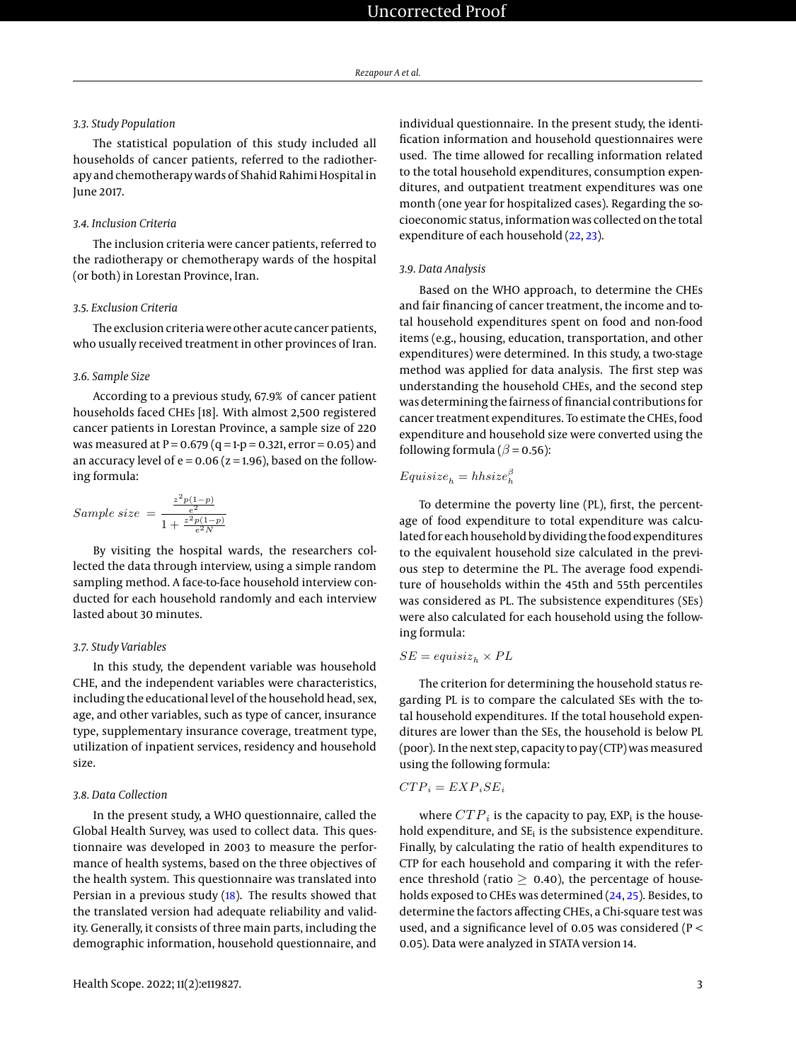### 3.3. Study Population

The statistical population of this study included all households of cancer patients, referred to the radiotherapy and chemotherapy wards of Shahid Rahimi Hospital in June 2017.

### 3.4. Inclusion Criteria

The inclusion criteria were cancer patients, referred to the radiotherapy or chemotherapy wards of the hospital (or both) in Lorestan Province, Iran.

### 3.5. Exclusion Criteria

The exclusion criteria were other acute cancer patients, who usually received treatment in other provinces of Iran.

### 3.6. Sample Size

According to a previous study, 67.9% of cancer patient households faced CHEs [18]. With almost 2,500 registered cancer patients in Lorestan Province, a sample size of 220 was measured at P = 0.679 (q = 1-p = 0.321, error = 0.05) and an accuracy level of e = 0.06 (z = 1.96), based on the following formula:

$$Sample\ size\ = \frac{\frac{z^2 p(1-p)}{e^2}}{1 + \frac{z^2 p(1-p)}{e^2 N}}$$

By visiting the hospital wards, the researchers collected the data through interview, using a simple random sampling method. A face-to-face household interview conducted for each household randomly and each interview lasted about 30 minutes.

### 3.7. Study Variables

In this study, the dependent variable was household CHE, and the independent variables were characteristics, including the educational level of the household head, sex, age, and other variables, such as type of cancer, insurance type, supplementary insurance coverage, treatment type, utilization of inpatient services, residency and household size.

### 3.8. Data Collection

In the present study, a WHO questionnaire, called the Global Health Survey, was used to collect data. This questionnaire was developed in 2003 to measure the performance of health systems, based on the three objectives of the health system. This questionnaire was translated into Persian in a previous study (18). The results showed that the translated version had adequate reliability and validity. Generally, it consists of three main parts, including the demographic information, household questionnaire, and individual questionnaire. In the present study, the identification information and household questionnaires were used. The time allowed for recalling information related to the total household expenditures, consumption expenditures, and outpatient treatment expenditures was one month (one year for hospitalized cases). Regarding the socioeconomic status, information was collected on the total expenditure of each household (22, 23).

### 3.9. Data Analysis

Based on the WHO approach, to determine the CHEs and fair financing of cancer treatment, the income and total household expenditures spent on food and non-food items (e.g., housing, education, transportation, and other expenditures) were determined. In this study, a two-stage method was applied for data analysis. The first step was understanding the household CHEs, and the second step was determining the fairness of financial contributions for cancer treatment expenditures. To estimate the CHEs, food expenditure and household size were converted using the following formula ($\beta$ = 0.56):

$$Equisize_h = hhsize_h^{\beta}$$

To determine the poverty line (PL), first, the percentage of food expenditure to total expenditure was calculated for each household by dividing the food expenditures to the equivalent household size calculated in the previous step to determine the PL. The average food expenditure of households within the 45th and 55th percentiles was considered as PL. The subsistence expenditures (SEs) were also calculated for each household using the following formula:

$$SE = equisiz_h \times PL$$

The criterion for determining the household status regarding PL is to compare the calculated SEs with the total household expenditures. If the total household expenditures are lower than the SEs, the household is below PL (poor). In the next step, capacity to pay (CTP) was measured using the following formula:

$$CTP_i = EXP_i SE_i$$

where $CTP_i$ is the capacity to pay, $EXP_i$ is the household expenditure, and $SE_i$ is the subsistence expenditure. Finally, by calculating the ratio of health expenditures to CTP for each household and comparing it with the reference threshold (ratio $\geq$ 0.40), the percentage of households exposed to CHEs was determined (24, 25). Besides, to determine the factors affecting CHEs, a Chi-square test was used, and a significance level of 0.05 was considered ($P < 0.05$). Data were analyzed in STATA version 14.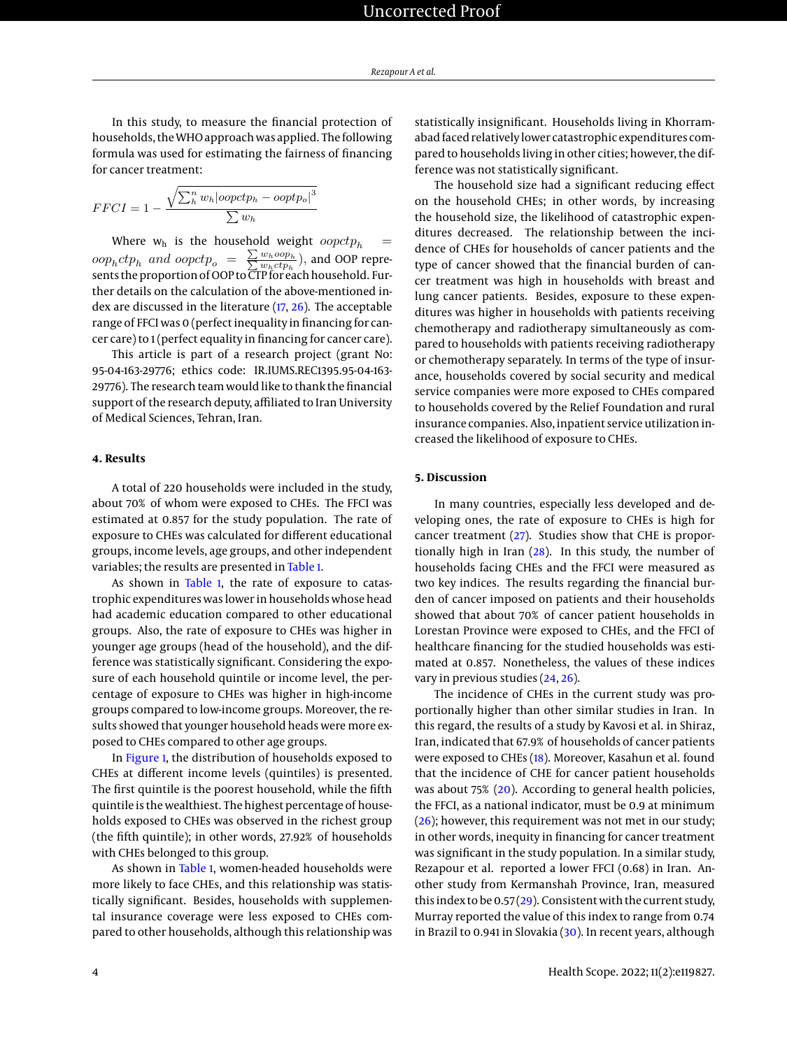In this study, to measure the financial protection of households, the WHO approach was applied. The following formula was used for estimating the fairness of financing for cancer treatment:

$$FFCI = 1 - \frac{\sqrt{\sum_h^n w_h |oopctp_h - ooptp_o|^3}}{\sum w_h}$$

Where $w_h$ is the household weight $oopctp_h = oop_h ctp_h \; and \; oopctp_o = \frac{\sum w_h oop_h}{\sum w_h ctp_h}$), and OOP represents the proportion of OOP to CTP for each household. Further details on the calculation of the above-mentioned index are discussed in the literature (17, 26). The acceptable range of FFCI was 0 (perfect inequality in financing for cancer care) to 1 (perfect equality in financing for cancer care).

This article is part of a research project (grant No: 95-04-163-29776; ethics code: IR.IUMS.REC1395.95-04-163-29776). The research team would like to thank the financial support of the research deputy, affiliated to Iran University of Medical Sciences, Tehran, Iran.

## 4. Results

A total of 220 households were included in the study, about 70% of whom were exposed to CHEs. The FFCI was estimated at 0.857 for the study population. The rate of exposure to CHEs was calculated for different educational groups, income levels, age groups, and other independent variables; the results are presented in Table 1.

As shown in Table 1, the rate of exposure to catastrophic expenditures was lower in households whose head had academic education compared to other educational groups. Also, the rate of exposure to CHEs was higher in younger age groups (head of the household), and the difference was statistically significant. Considering the exposure of each household quintile or income level, the percentage of exposure to CHEs was higher in high-income groups compared to low-income groups. Moreover, the results showed that younger household heads were more exposed to CHEs compared to other age groups.

In Figure 1, the distribution of households exposed to CHEs at different income levels (quintiles) is presented. The first quintile is the poorest household, while the fifth quintile is the wealthiest. The highest percentage of households exposed to CHEs was observed in the richest group (the fifth quintile); in other words, 27.92% of households with CHEs belonged to this group.

As shown in Table 1, women-headed households were more likely to face CHEs, and this relationship was statistically significant. Besides, households with supplemental insurance coverage were less exposed to CHEs compared to other households, although this relationship was statistically insignificant. Households living in Khorramabad faced relatively lower catastrophic expenditures compared to households living in other cities; however, the difference was not statistically significant.

The household size had a significant reducing effect on the household CHEs; in other words, by increasing the household size, the likelihood of catastrophic expenditures decreased. The relationship between the incidence of CHEs for households of cancer patients and the type of cancer showed that the financial burden of cancer treatment was high in households with breast and lung cancer patients. Besides, exposure to these expenditures was higher in households with patients receiving chemotherapy and radiotherapy simultaneously as compared to households with patients receiving radiotherapy or chemotherapy separately. In terms of the type of insurance, households covered by social security and medical service companies were more exposed to CHEs compared to households covered by the Relief Foundation and rural insurance companies. Also, inpatient service utilization increased the likelihood of exposure to CHEs.

## 5. Discussion

In many countries, especially less developed and developing ones, the rate of exposure to CHEs is high for cancer treatment (27). Studies show that CHE is proportionally high in Iran (28). In this study, the number of households facing CHEs and the FFCI were measured as two key indices. The results regarding the financial burden of cancer imposed on patients and their households showed that about 70% of cancer patient households in Lorestan Province were exposed to CHEs, and the FFCI of healthcare financing for the studied households was estimated at 0.857. Nonetheless, the values of these indices vary in previous studies (24, 26).

The incidence of CHEs in the current study was proportionally higher than other similar studies in Iran. In this regard, the results of a study by Kavosi et al. in Shiraz, Iran, indicated that 67.9% of households of cancer patients were exposed to CHEs (18). Moreover, Kasahun et al. found that the incidence of CHE for cancer patient households was about 75% (20). According to general health policies, the FFCI, as a national indicator, must be 0.9 at minimum (26); however, this requirement was not met in our study; in other words, inequity in financing for cancer treatment was significant in the study population. In a similar study, Rezapour et al. reported a lower FFCI (0.68) in Iran. Another study from Kermanshah Province, Iran, measured this index to be 0.57 (29). Consistent with the current study, Murray reported the value of this index to range from 0.74 in Brazil to 0.941 in Slovakia (30). In recent years, although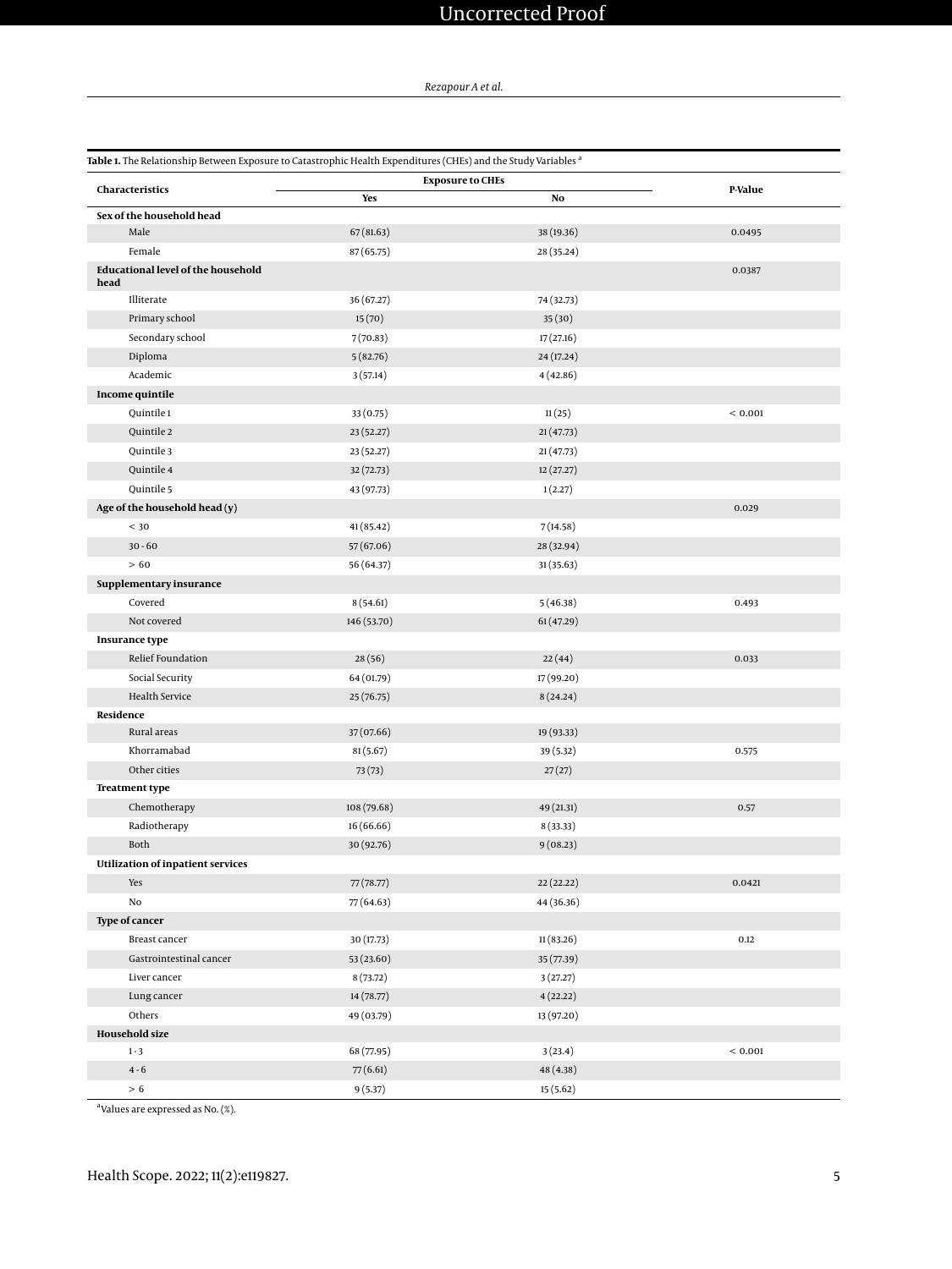**Table 1.** The Relationship Between Exposure to Catastrophic Health Expenditures (CHEs) and the Study Variables [a]

| Characteristics | Exposure to CHEs | | P-Value |
|---|---|---|---|
| | Yes | No | |
| **Sex of the household head** | | | |
| Male | 67 (81.63) | 38 (19.36) | 0.0495 |
| Female | 87 (65.75) | 28 (35.24) | |
| **Educational level of the household head** | | | 0.0387 |
| Illiterate | 36 (67.27) | 74 (32.73) | |
| Primary school | 15 (70) | 35 (30) | |
| Secondary school | 7 (70.83) | 17 (27.16) | |
| Diploma | 5 (82.76) | 24 (17.24) | |
| Academic | 3 (57.14) | 4 (42.86) | |
| **Income quintile** | | | |
| Quintile 1 | 33 (0.75) | 11 (25) | < 0.001 |
| Quintile 2 | 23 (52.27) | 21 (47.73) | |
| Quintile 3 | 23 (52.27) | 21 (47.73) | |
| Quintile 4 | 32 (72.73) | 12 (27.27) | |
| Quintile 5 | 43 (97.73) | 1 (2.27) | |
| **Age of the household head (y)** | | | 0.029 |
| < 30 | 41 (85.42) | 7 (14.58) | |
| 30 - 60 | 57 (67.06) | 28 (32.94) | |
| > 60 | 56 (64.37) | 31 (35.63) | |
| **Supplementary insurance** | | | |
| Covered | 8 (54.61) | 5 (46.38) | 0.493 |
| Not covered | 146 (53.70) | 61 (47.29) | |
| **Insurance type** | | | |
| Relief Foundation | 28 (56) | 22 (44) | 0.033 |
| Social Security | 64 (01.79) | 17 (99.20) | |
| Health Service | 25 (76.75) | 8 (24.24) | |
| **Residence** | | | |
| Rural areas | 37 (07.66) | 19 (93.33) | |
| Khorramabad | 81 (5.67) | 39 (5.32) | 0.575 |
| Other cities | 73 (73) | 27 (27) | |
| **Treatment type** | | | |
| Chemotherapy | 108 (79.68) | 49 (21.31) | 0.57 |
| Radiotherapy | 16 (66.66) | 8 (33.33) | |
| Both | 30 (92.76) | 9 (08.23) | |
| **Utilization of inpatient services** | | | |
| Yes | 77 (78.77) | 22 (22.22) | 0.0421 |
| No | 77 (64.63) | 44 (36.36) | |
| **Type of cancer** | | | |
| Breast cancer | 30 (17.73) | 11 (83.26) | 0.12 |
| Gastrointestinal cancer | 53 (23.60) | 35 (77.39) | |
| Liver cancer | 8 (73.72) | 3 (27.27) | |
| Lung cancer | 14 (78.77) | 4 (22.22) | |
| Others | 49 (03.79) | 13 (97.20) | |
| **Household size** | | | |
| 1 - 3 | 68 (77.95) | 3 (23.4) | < 0.001 |
| 4 - 6 | 77 (6.61) | 48 (4.38) | |
| > 6 | 9 (5.37) | 15 (5.62) | |

[a] Values are expressed as No. (%).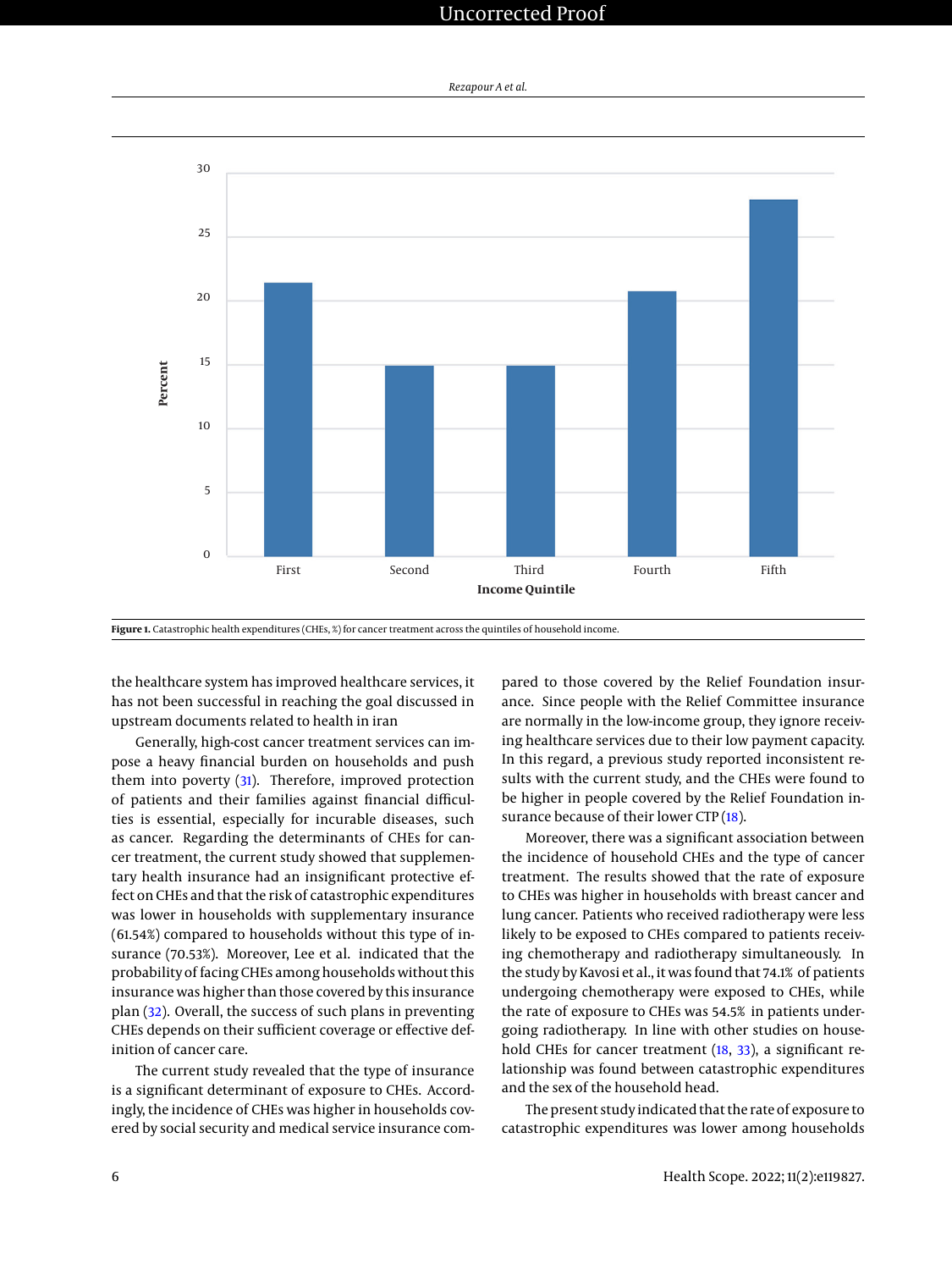30

25

20

15

10

5

0

Percent

First

Second

Third

Fourth

Fifth

Income Quintile

**Figure 1.** Catastrophic health expenditures (CHEs, %) for cancer treatment across the quintiles of household income.

the healthcare system has improved healthcare services, it has not been successful in reaching the goal discussed in upstream documents related to health in iran

Generally, high-cost cancer treatment services can impose a heavy financial burden on households and push them into poverty (31). Therefore, improved protection of patients and their families against financial difficulties is essential, especially for incurable diseases, such as cancer. Regarding the determinants of CHEs for cancer treatment, the current study showed that supplementary health insurance had an insignificant protective effect on CHEs and that the risk of catastrophic expenditures was lower in households with supplementary insurance (61.54%) compared to households without this type of insurance (70.53%). Moreover, Lee et al. indicated that the probability of facing CHEs among households without this insurance was higher than those covered by this insurance plan (32). Overall, the success of such plans in preventing CHEs depends on their sufficient coverage or effective definition of cancer care.

The current study revealed that the type of insurance is a significant determinant of exposure to CHEs. Accordingly, the incidence of CHEs was higher in households covered by social security and medical service insurance compared to those covered by the Relief Foundation insurance. Since people with the Relief Committee insurance are normally in the low-income group, they ignore receiving healthcare services due to their low payment capacity. In this regard, a previous study reported inconsistent results with the current study, and the CHEs were found to be higher in people covered by the Relief Foundation insurance because of their lower CTP (18).

Moreover, there was a significant association between the incidence of household CHEs and the type of cancer treatment. The results showed that the rate of exposure to CHEs was higher in households with breast cancer and lung cancer. Patients who received radiotherapy were less likely to be exposed to CHEs compared to patients receiving chemotherapy and radiotherapy simultaneously. In the study by Kavosi et al., it was found that 74.1% of patients undergoing chemotherapy were exposed to CHEs, while the rate of exposure to CHEs was 54.5% in patients undergoing radiotherapy. In line with other studies on household CHEs for cancer treatment (18, 33), a significant relationship was found between catastrophic expenditures and the sex of the household head.

The present study indicated that the rate of exposure to catastrophic expenditures was lower among households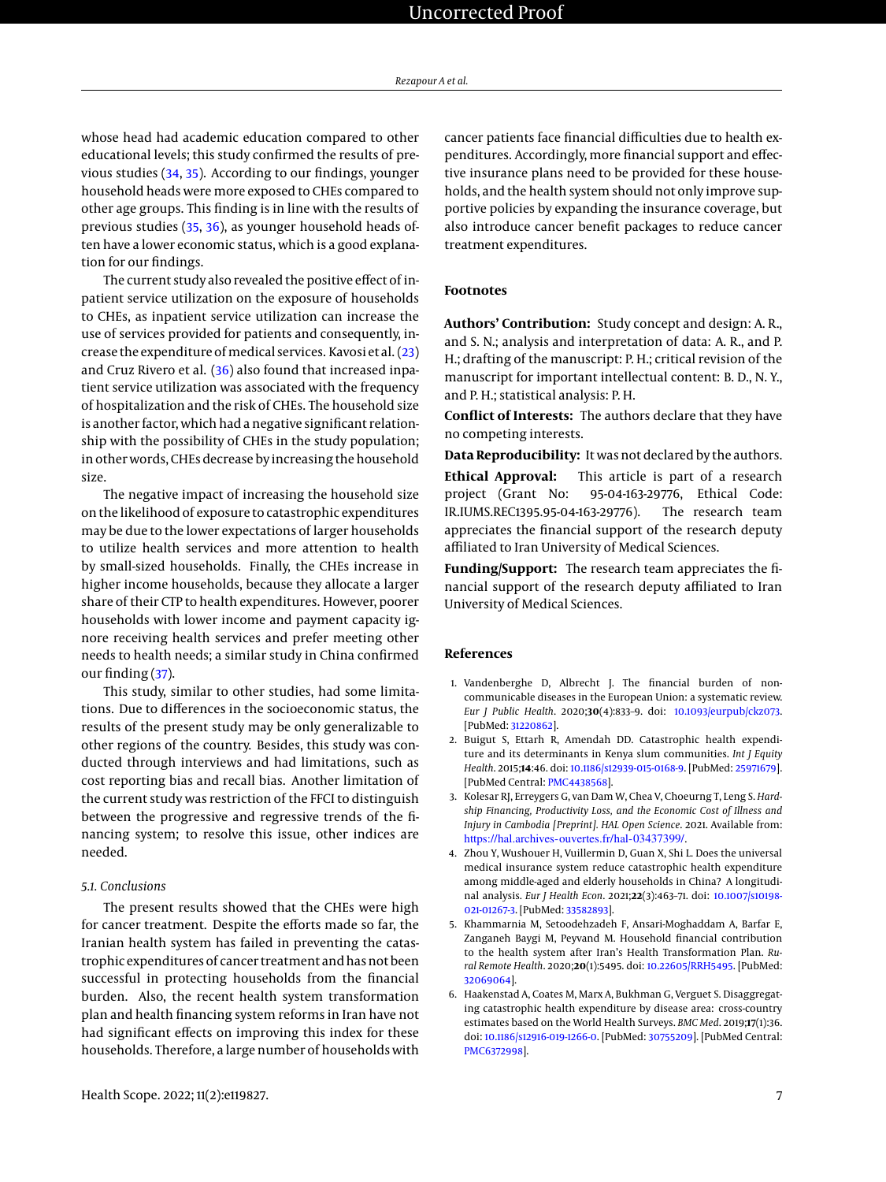whose head had academic education compared to other educational levels; this study confirmed the results of previous studies (34, 35). According to our findings, younger household heads were more exposed to CHEs compared to other age groups. This finding is in line with the results of previous studies (35, 36), as younger household heads often have a lower economic status, which is a good explanation for our findings.

The current study also revealed the positive effect of inpatient service utilization on the exposure of households to CHEs, as inpatient service utilization can increase the use of services provided for patients and consequently, increase the expenditure of medical services. Kavosi et al. (23) and Cruz Rivero et al. (36) also found that increased inpatient service utilization was associated with the frequency of hospitalization and the risk of CHEs. The household size is another factor, which had a negative significant relationship with the possibility of CHEs in the study population; in other words, CHEs decrease by increasing the household size.

The negative impact of increasing the household size on the likelihood of exposure to catastrophic expenditures may be due to the lower expectations of larger households to utilize health services and more attention to health by small-sized households. Finally, the CHEs increase in higher income households, because they allocate a larger share of their CTP to health expenditures. However, poorer households with lower income and payment capacity ignore receiving health services and prefer meeting other needs to health needs; a similar study in China confirmed our finding (37).

This study, similar to other studies, had some limitations. Due to differences in the socioeconomic status, the results of the present study may be only generalizable to other regions of the country. Besides, this study was conducted through interviews and had limitations, such as cost reporting bias and recall bias. Another limitation of the current study was restriction of the FFCI to distinguish between the progressive and regressive trends of the financing system; to resolve this issue, other indices are needed.

### 5.1. Conclusions

The present results showed that the CHEs were high for cancer treatment. Despite the efforts made so far, the Iranian health system has failed in preventing the catastrophic expenditures of cancer treatment and has not been successful in protecting households from the financial burden. Also, the recent health system transformation plan and health financing system reforms in Iran have not had significant effects on improving this index for these households. Therefore, a large number of households with cancer patients face financial difficulties due to health expenditures. Accordingly, more financial support and effective insurance plans need to be provided for these households, and the health system should not only improve supportive policies by expanding the insurance coverage, but also introduce cancer benefit packages to reduce cancer treatment expenditures.

## Footnotes

**Authors' Contribution:** Study concept and design: A. R., and S. N.; analysis and interpretation of data: A. R., and P. H.; drafting of the manuscript: P. H.; critical revision of the manuscript for important intellectual content: B. D., N. Y., and P. H.; statistical analysis: P. H.

**Conflict of Interests:** The authors declare that they have no competing interests.

**Data Reproducibility:** It was not declared by the authors.

**Ethical Approval:** This article is part of a research project (Grant No: 95-04-163-29776, Ethical Code: IR.IUMS.REC1395.95-04-163-29776). The research team appreciates the financial support of the research deputy affiliated to Iran University of Medical Sciences.

**Funding/Support:** The research team appreciates the financial support of the research deputy affiliated to Iran University of Medical Sciences.

## References

1. Vandenberghe D, Albrecht J. The financial burden of non-communicable diseases in the European Union: a systematic review. *Eur J Public Health*. 2020;**30**(4):833–9. doi: 10.1093/eurpub/ckz073. [PubMed: 31220862].
2. Buigut S, Ettarh R, Amendah DD. Catastrophic health expenditure and its determinants in Kenya slum communities. *Int J Equity Health*. 2015;**14**:46. doi: 10.1186/s12939-015-0168-9. [PubMed: 25971679]. [PubMed Central: PMC4438568].
3. Kolesar RJ, Erreygers G, van Dam W, Chea V, Choeurng T, Leng S. *Hardship Financing, Productivity Loss, and the Economic Cost of Illness and Injury in Cambodia [Preprint]. HAL Open Science*. 2021. Available from: https://hal.archives-ouvertes.fr/hal-03437399/.
4. Zhou Y, Wushouer H, Vuillermin D, Guan X, Shi L. Does the universal medical insurance system reduce catastrophic health expenditure among middle-aged and elderly households in China? A longitudinal analysis. *Eur J Health Econ*. 2021;**22**(3):463–71. doi: 10.1007/s10198-021-01267-3. [PubMed: 33582893].
5. Khammarnia M, Setoodehzadeh F, Ansari-Moghaddam A, Barfar E, Zanganeh Baygi M, Peyvand M. Household financial contribution to the health system after Iran's Health Transformation Plan. *Rural Remote Health*. 2020;**20**(1):5495. doi: 10.22605/RRH5495. [PubMed: 32069064].
6. Haakenstad A, Coates M, Marx A, Bukhman G, Verguet S. Disaggregating catastrophic health expenditure by disease area: cross-country estimates based on the World Health Surveys. *BMC Med*. 2019;**17**(1):36. doi: 10.1186/s12916-019-1266-0. [PubMed: 30755209]. [PubMed Central: PMC6372998].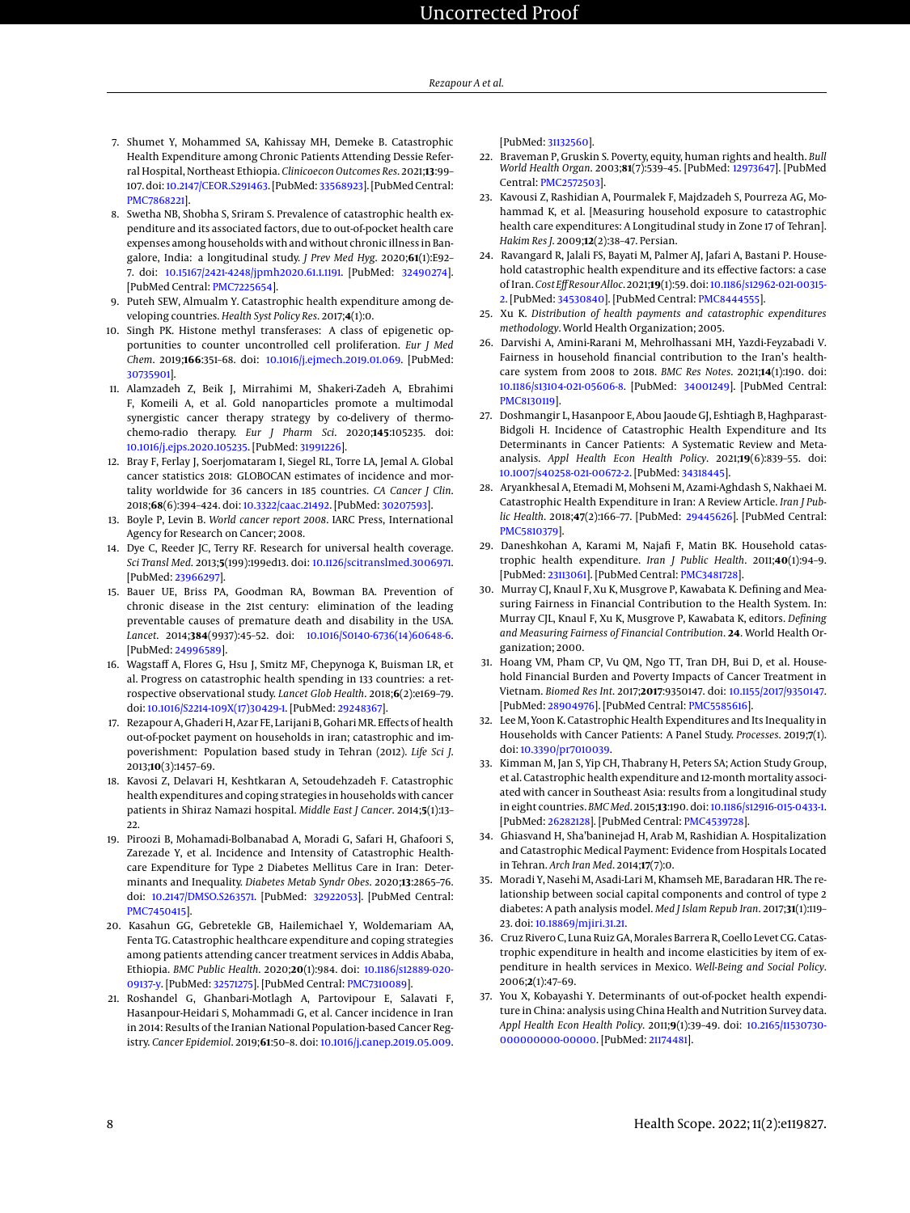7. Shumet Y, Mohammed SA, Kahissay MH, Demeke B. Catastrophic Health Expenditure among Chronic Patients Attending Dessie Referral Hospital, Northeast Ethiopia. *Clinicoecon Outcomes Res*. 2021;**13**:99–107. doi: 10.2147/CEOR.S291463. [PubMed: 33568923]. [PubMed Central: PMC7868221].
8. Swetha NB, Shobha S, Sriram S. Prevalence of catastrophic health expenditure and its associated factors, due to out-of-pocket health care expenses among households with and without chronic illness in Bangalore, India: a longitudinal study. *J Prev Med Hyg*. 2020;**61**(1):E92–7. doi: 10.15167/2421-4248/jpmh2020.61.1.1191. [PubMed: 32490274]. [PubMed Central: PMC7225654].
9. Puteh SEW, Almualm Y. Catastrophic health expenditure among developing countries. *Health Syst Policy Res*. 2017;**4**(1):0.
10. Singh PK. Histone methyl transferases: A class of epigenetic opportunities to counter uncontrolled cell proliferation. *Eur J Med Chem*. 2019;**166**:351–68. doi: 10.1016/j.ejmech.2019.01.069. [PubMed: 30735901].
11. Alamzadeh Z, Beik J, Mirrahimi M, Shakeri-Zadeh A, Ebrahimi F, Komeili A, et al. Gold nanoparticles promote a multimodal synergistic cancer therapy strategy by co-delivery of thermo-chemo-radio therapy. *Eur J Pharm Sci*. 2020;**145**:105235. doi: 10.1016/j.ejps.2020.105235. [PubMed: 31991226].
12. Bray F, Ferlay J, Soerjomataram I, Siegel RL, Torre LA, Jemal A. Global cancer statistics 2018: GLOBOCAN estimates of incidence and mortality worldwide for 36 cancers in 185 countries. *CA Cancer J Clin*. 2018;**68**(6):394–424. doi: 10.3322/caac.21492. [PubMed: 30207593].
13. Boyle P, Levin B. *World cancer report 2008*. IARC Press, International Agency for Research on Cancer; 2008.
14. Dye C, Reeder JC, Terry RF. Research for universal health coverage. *Sci Transl Med*. 2013;**5**(199):199ed13. doi: 10.1126/scitranslmed.3006971. [PubMed: 23966297].
15. Bauer UE, Briss PA, Goodman RA, Bowman BA. Prevention of chronic disease in the 21st century: elimination of the leading preventable causes of premature death and disability in the USA. *Lancet*. 2014;**384**(9937):45–52. doi: 10.1016/S0140-6736(14)60648-6. [PubMed: 24996589].
16. Wagstaff A, Flores G, Hsu J, Smitz MF, Chepynoga K, Buisman LR, et al. Progress on catastrophic health spending in 133 countries: a retrospective observational study. *Lancet Glob Health*. 2018;**6**(2):e169–79. doi: 10.1016/S2214-109X(17)30429-1. [PubMed: 29248367].
17. Rezapour A, Ghaderi H, Azar FE, Larijani B, Gohari MR. Effects of health out-of-pocket payment on households in iran; catastrophic and impoverishment: Population based study in Tehran (2012). *Life Sci J*. 2013;**10**(3):1457–69.
18. Kavosi Z, Delavari H, Keshtkaran A, Setoudehzadeh F. Catastrophic health expenditures and coping strategies in households with cancer patients in Shiraz Namazi hospital. *Middle East J Cancer*. 2014;**5**(1):13–22.
19. Piroozi B, Mohamadi-Bolbanabad A, Moradi G, Safari H, Ghafoori S, Zarezade Y, et al. Incidence and Intensity of Catastrophic Health-care Expenditure for Type 2 Diabetes Mellitus Care in Iran: Determinants and Inequality. *Diabetes Metab Syndr Obes*. 2020;**13**:2865–76. doi: 10.2147/DMSO.S263571. [PubMed: 32922053]. [PubMed Central: PMC7450415].
20. Kasahun GG, Gebretekle GB, Hailemichael Y, Woldemariam AA, Fenta TG. Catastrophic healthcare expenditure and coping strategies among patients attending cancer treatment services in Addis Ababa, Ethiopia. *BMC Public Health*. 2020;**20**(1):984. doi: 10.1186/s12889-020-09137-y. [PubMed: 32571275]. [PubMed Central: PMC7310089].
21. Roshandel G, Ghanbari-Motlagh A, Partovipour E, Salavati F, Hasanpour-Heidari S, Mohammadi G, et al. Cancer incidence in Iran in 2014: Results of the Iranian National Population-based Cancer Registry. *Cancer Epidemiol*. 2019;**61**:50–8. doi: 10.1016/j.canep.2019.05.009. [PubMed: 31132560].
22. Braveman P, Gruskin S. Poverty, equity, human rights and health. *Bull World Health Organ*. 2003;**81**(7):539–45. [PubMed: 12973647]. [PubMed Central: PMC2572503].
23. Kavousi Z, Rashidian A, Pourmalek F, Majdzadeh S, Pourreza AG, Mohammad K, et al. [Measuring household exposure to catastrophic health care expenditures: A longitudinal study in Zone 17 of Tehran]. *Hakim Res J*. 2009;**12**(2):38–47. Persian.
24. Ravangard R, Jalali FS, Bayati M, Palmer AJ, Jafari A, Bastani P. Household catastrophic health expenditure and its effective factors: a case of Iran. *Cost Eff Resour Alloc*. 2021;**19**(1):59. doi: 10.1186/s12962-021-00315-2. [PubMed: 34530840]. [PubMed Central: PMC8444555].
25. Xu K. *Distribution of health payments and catastrophic expenditures methodology*. World Health Organization; 2005.
26. Darvishi A, Amini-Rarani M, Mehrolhassani MH, Yazdi-Feyzabadi V. Fairness in household financial contribution to the Iran's health-care system from 2008 to 2018. *BMC Res Notes*. 2021;**14**(1):190. doi: 10.1186/s13104-021-05606-8. [PubMed: 34001249]. [PubMed Central: PMC8130119].
27. Doshmangir L, Hasanpoor E, Abou Jaoude GJ, Eshtiagh B, Haghparast-Bidgoli H. Incidence of Catastrophic Health Expenditure and Its Determinants in Cancer Patients: A Systematic Review and Meta-analysis. *Appl Health Econ Health Policy*. 2021;**19**(6):839–55. doi: 10.1007/s40258-021-00672-2. [PubMed: 34318445].
28. Aryankhesal A, Etemadi M, Mohseni M, Azami-Aghdash S, Nakhaei M. Catastrophic Health Expenditure in Iran: A Review Article. *Iran J Public Health*. 2018;**47**(2):166–77. [PubMed: 29445626]. [PubMed Central: PMC5810379].
29. Daneshkohan A, Karami M, Najafi F, Matin BK. Household catastrophic health expenditure. *Iran J Public Health*. 2011;**40**(1):94–9. [PubMed: 23113061]. [PubMed Central: PMC3481728].
30. Murray CJ, Knaul F, Xu K, Musgrove P, Kawabata K. Defining and Measuring Fairness in Financial Contribution to the Health System. In: Murray CJL, Knaul F, Xu K, Musgrove P, Kawabata K, editors. *Defining and Measuring Fairness of Financial Contribution*. **24**. World Health Organization; 2000.
31. Hoang VM, Pham CP, Vu QM, Ngo TT, Tran DH, Bui D, et al. Household Financial Burden and Poverty Impacts of Cancer Treatment in Vietnam. *Biomed Res Int*. 2017;**2017**:9350147. doi: 10.1155/2017/9350147. [PubMed: 28904976]. [PubMed Central: PMC5585616].
32. Lee M, Yoon K. Catastrophic Health Expenditures and Its Inequality in Households with Cancer Patients: A Panel Study. *Processes*. 2019;**7**(1). doi: 10.3390/pr7010039.
33. Kimman M, Jan S, Yip CH, Thabrany H, Peters SA; Action Study Group, et al. Catastrophic health expenditure and 12-month mortality associated with cancer in Southeast Asia: results from a longitudinal study in eight countries. *BMC Med*. 2015;**13**:190. doi: 10.1186/s12916-015-0433-1. [PubMed: 26282128]. [PubMed Central: PMC4539728].
34. Ghiasvand H, Sha'baninejad H, Arab M, Rashidian A. Hospitalization and Catastrophic Medical Payment: Evidence from Hospitals Located in Tehran. *Arch Iran Med*. 2014;**17**(7):0.
35. Moradi Y, Nasehi M, Asadi-Lari M, Khamseh ME, Baradaran HR. The relationship between social capital components and control of type 2 diabetes: A path analysis model. *Med J Islam Repub Iran*. 2017;**31**(1):119–23. doi: 10.18869/mjiri.31.21.
36. Cruz Rivero C, Luna Ruiz GA, Morales Barrera R, Coello Levet CG. Catastrophic expenditure in health and income elasticities by item of expenditure in health services in Mexico. *Well-Being and Social Policy*. 2006;**2**(1):47–69.
37. You X, Kobayashi Y. Determinants of out-of-pocket health expenditure in China: analysis using China Health and Nutrition Survey data. *Appl Health Econ Health Policy*. 2011;**9**(1):39–49. doi: 10.2165/11530730-000000000-00000. [PubMed: 21174481].